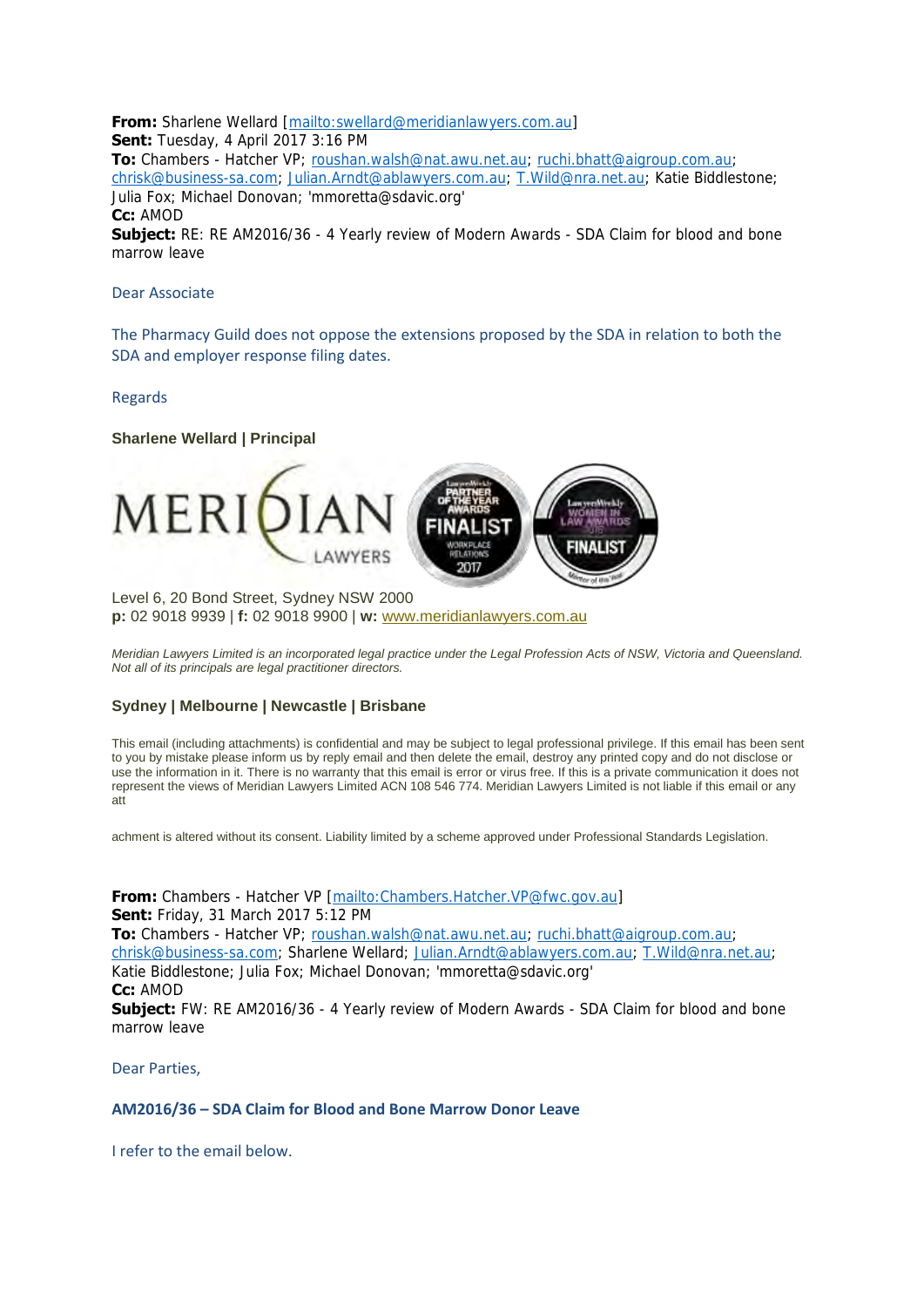**From:** Sharlene Wellard [mailto:swellard@meridianlawyers.com.au]
**Sent:** Tuesday, 4 April 2017 3:16 PM
**To:** Chambers - Hatcher VP; roushan.walsh@nat.awu.net.au; ruchi.bhatt@aigroup.com.au; chrisk@business-sa.com; Julian.Arndt@ablawyers.com.au; T.Wild@nra.net.au; Katie Biddlestone; Julia Fox; Michael Donovan; 'mmoretta@sdavic.org'
**Cc:** AMOD
**Subject:** RE: RE AM2016/36 - 4 Yearly review of Modern Awards - SDA Claim for blood and bone marrow leave

Dear Associate

The Pharmacy Guild does not oppose the extensions proposed by the SDA in relation to both the SDA and employer response filing dates.

Regards

**Sharlene Wellard | Principal**

MERIDIAN LAWYERS

Level 6, 20 Bond Street, Sydney NSW 2000
**p:** 02 9018 9939 | **f:** 02 9018 9900 | **w:** www.meridianlawyers.com.au

*Meridian Lawyers Limited is an incorporated legal practice under the Legal Profession Acts of NSW, Victoria and Queensland. Not all of its principals are legal practitioner directors.*

**Sydney | Melbourne | Newcastle | Brisbane**

This email (including attachments) is confidential and may be subject to legal professional privilege. If this email has been sent to you by mistake please inform us by reply email and then delete the email, destroy any printed copy and do not disclose or use the information in it. There is no warranty that this email is error or virus free. If this is a private communication it does not represent the views of Meridian Lawyers Limited ACN 108 546 774. Meridian Lawyers Limited is not liable if this email or any att

achment is altered without its consent. Liability limited by a scheme approved under Professional Standards Legislation.

**From:** Chambers - Hatcher VP [mailto:Chambers.Hatcher.VP@fwc.gov.au]
**Sent:** Friday, 31 March 2017 5:12 PM
**To:** Chambers - Hatcher VP; roushan.walsh@nat.awu.net.au; ruchi.bhatt@aigroup.com.au; chrisk@business-sa.com; Sharlene Wellard; Julian.Arndt@ablawyers.com.au; T.Wild@nra.net.au; Katie Biddlestone; Julia Fox; Michael Donovan; 'mmoretta@sdavic.org'
**Cc:** AMOD
**Subject:** FW: RE AM2016/36 - 4 Yearly review of Modern Awards - SDA Claim for blood and bone marrow leave

Dear Parties,

**AM2016/36 – SDA Claim for Blood and Bone Marrow Donor Leave**

I refer to the email below.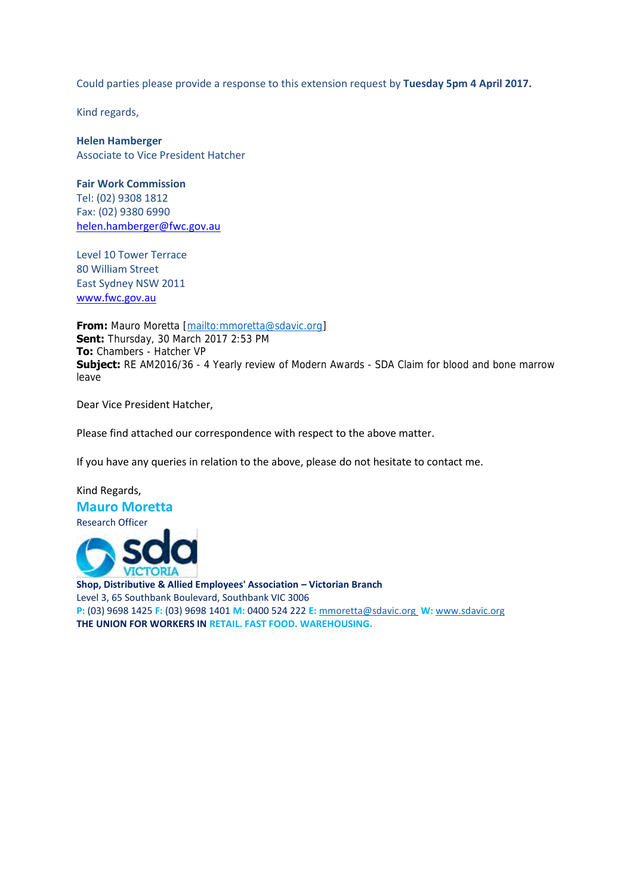Could parties please provide a response to this extension request by **Tuesday 5pm 4 April 2017.**

Kind regards,

**Helen Hamberger**
Associate to Vice President Hatcher

**Fair Work Commission**
Tel: (02) 9308 1812
Fax: (02) 9380 6990
helen.hamberger@fwc.gov.au

Level 10 Tower Terrace
80 William Street
East Sydney NSW 2011
www.fwc.gov.au

**From:** Mauro Moretta [mailto:mmoretta@sdavic.org]
**Sent:** Thursday, 30 March 2017 2:53 PM
**To:** Chambers - Hatcher VP
**Subject:** RE AM2016/36 - 4 Yearly review of Modern Awards - SDA Claim for blood and bone marrow leave

Dear Vice President Hatcher,

Please find attached our correspondence with respect to the above matter.

If you have any queries in relation to the above, please do not hesitate to contact me.

Kind Regards,

**Mauro Moretta**
Research Officer

sda VICTORIA

**Shop, Distributive & Allied Employees' Association – Victorian Branch**
Level 3, 65 Southbank Boulevard, Southbank VIC 3006
**P:** (03) 9698 1425 **F:** (03) 9698 1401 **M:** 0400 524 222 **E:** mmoretta@sdavic.org **W:** www.sdavic.org
**THE UNION FOR WORKERS IN RETAIL. FAST FOOD. WAREHOUSING.**